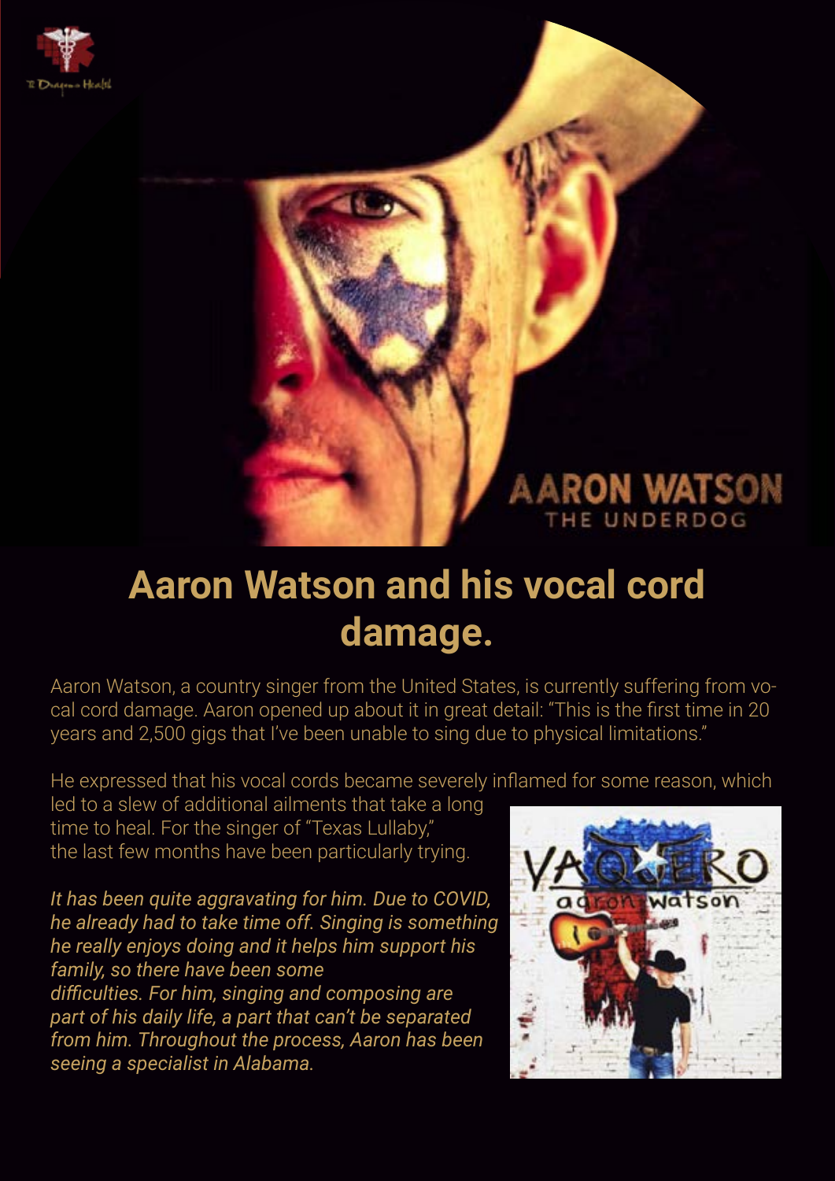# Aaron Watson and his vocal cord damage.

Aaron Watson, a country singer from the United States, is currently suffering from vocal cord damage. Aaron opened up about it in great detail: "This is the first time in 20 years and 2,500 gigs that I've been unable to sing due to physical limitations."

He expressed that his vocal cords became severely inflamed for some reason, which led to a slew of additional ailments that take a long time to heal. For the singer of "Texas Lullaby," the last few months have been particularly trying.

*It has been quite aggravating for him. Due to COVID, he already had to take time off. Singing is something he really enjoys doing and it helps him support his family, so there have been some difficulties. For him, singing and composing are part of his daily life, a part that can't be separated from him. Throughout the process, Aaron has been seeing a specialist in Alabama.*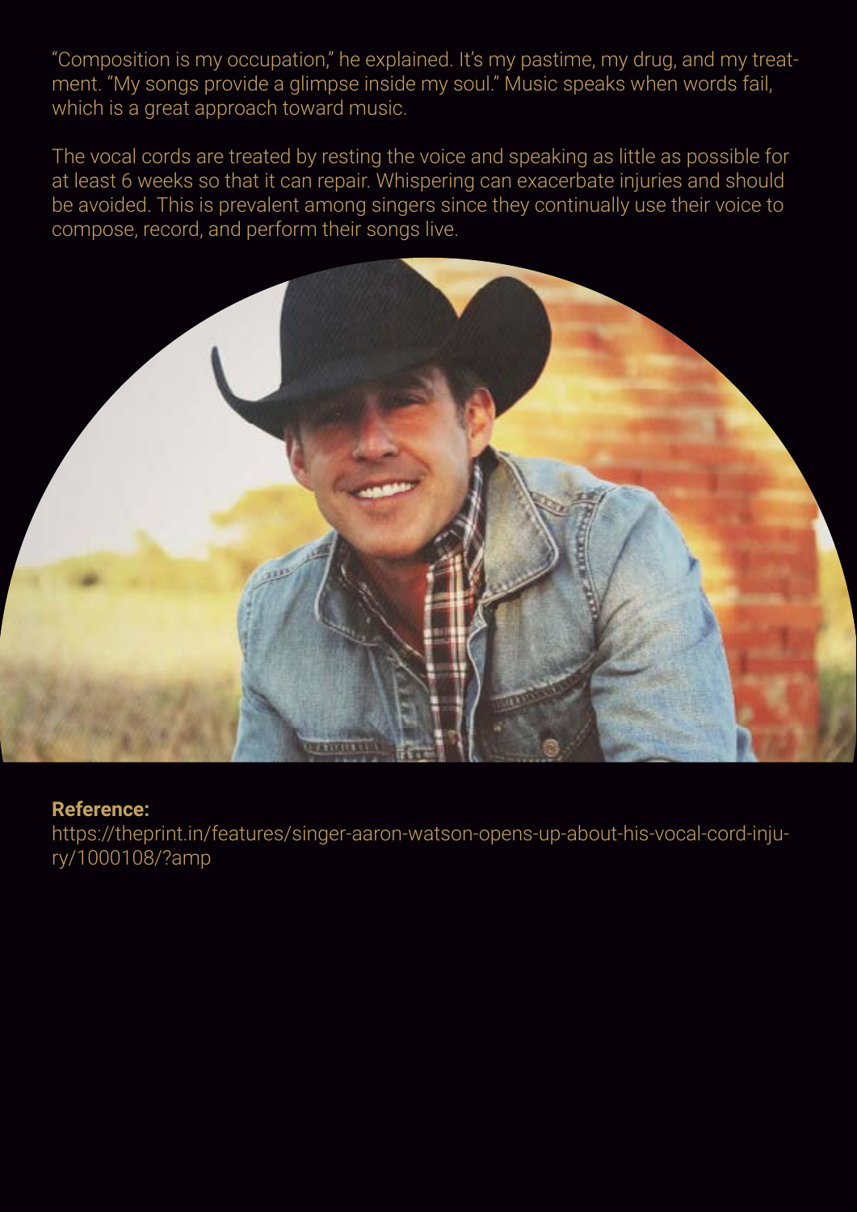"Composition is my occupation," he explained. It's my pastime, my drug, and my treatment. "My songs provide a glimpse inside my soul." Music speaks when words fail, which is a great approach toward music.

The vocal cords are treated by resting the voice and speaking as little as possible for at least 6 weeks so that it can repair. Whispering can exacerbate injuries and should be avoided. This is prevalent among singers since they continually use their voice to compose, record, and perform their songs live.

**Reference:**

https://theprint.in/features/singer-aaron-watson-opens-up-about-his-vocal-cord-injury/1000108/?amp